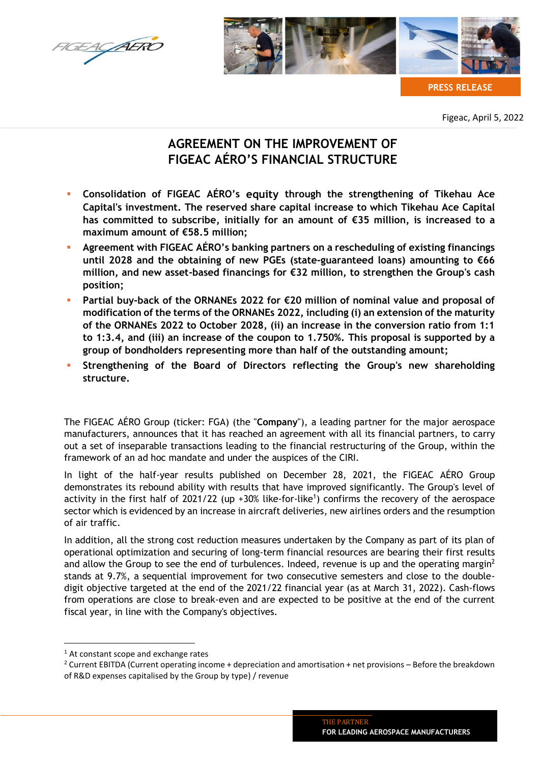PRESS RELEASE

Figeac, April 5, 2022

# AGREEMENT ON THE IMPROVEMENT OF FIGEAC AÉRO'S FINANCIAL STRUCTURE

- **Consolidation of FIGEAC AÉRO's equity through the strengthening of Tikehau Ace Capital's investment. The reserved share capital increase to which Tikehau Ace Capital has committed to subscribe, initially for an amount of €35 million, is increased to a maximum amount of €58.5 million;**
- **Agreement with FIGEAC AÉRO's banking partners on a rescheduling of existing financings until 2028 and the obtaining of new PGEs (state-guaranteed loans) amounting to €66 million, and new asset-based financings for €32 million, to strengthen the Group's cash position;**
- **Partial buy-back of the ORNANEs 2022 for €20 million of nominal value and proposal of modification of the terms of the ORNANEs 2022, including (i) an extension of the maturity of the ORNANEs 2022 to October 2028, (ii) an increase in the conversion ratio from 1:1 to 1:3.4, and (iii) an increase of the coupon to 1.750%. This proposal is supported by a group of bondholders representing more than half of the outstanding amount;**
- **Strengthening of the Board of Directors reflecting the Group's new shareholding structure.**

The FIGEAC AÉRO Group (ticker: FGA) (the "**Company**"), a leading partner for the major aerospace manufacturers, announces that it has reached an agreement with all its financial partners, to carry out a set of inseparable transactions leading to the financial restructuring of the Group, within the framework of an ad hoc mandate and under the auspices of the CIRI.

In light of the half-year results published on December 28, 2021, the FIGEAC AÉRO Group demonstrates its rebound ability with results that have improved significantly. The Group's level of activity in the first half of 2021/22 (up +30% like-for-like[1]) confirms the recovery of the aerospace sector which is evidenced by an increase in aircraft deliveries, new airlines orders and the resumption of air traffic.

In addition, all the strong cost reduction measures undertaken by the Company as part of its plan of operational optimization and securing of long-term financial resources are bearing their first results and allow the Group to see the end of turbulences. Indeed, revenue is up and the operating margin[2] stands at 9.7%, a sequential improvement for two consecutive semesters and close to the double-digit objective targeted at the end of the 2021/22 financial year (as at March 31, 2022). Cash-flows from operations are close to break-even and are expected to be positive at the end of the current fiscal year, in line with the Company's objectives.

[1] At constant scope and exchange rates

[2] Current EBITDA (Current operating income + depreciation and amortisation + net provisions – Before the breakdown of R&D expenses capitalised by the Group by type) / revenue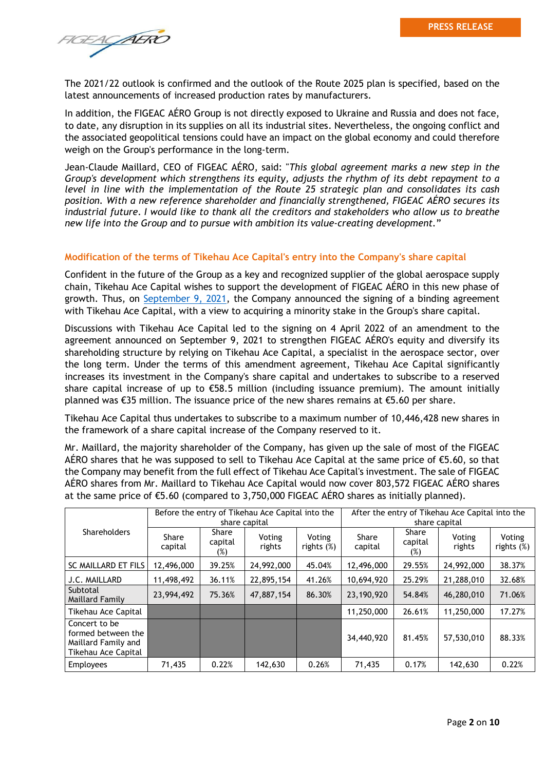The 2021/22 outlook is confirmed and the outlook of the Route 2025 plan is specified, based on the latest announcements of increased production rates by manufacturers.

In addition, the FIGEAC AÉRO Group is not directly exposed to Ukraine and Russia and does not face, to date, any disruption in its supplies on all its industrial sites. Nevertheless, the ongoing conflict and the associated geopolitical tensions could have an impact on the global economy and could therefore weigh on the Group's performance in the long-term.

Jean-Claude Maillard, CEO of FIGEAC AÉRO, said: "*This global agreement marks a new step in the Group's development which strengthens its equity, adjusts the rhythm of its debt repayment to a level in line with the implementation of the Route 25 strategic plan and consolidates its cash position. With a new reference shareholder and financially strengthened, FIGEAC AÉRO secures its industrial future. I would like to thank all the creditors and stakeholders who allow us to breathe new life into the Group and to pursue with ambition its value-creating development.*"

## Modification of the terms of Tikehau Ace Capital's entry into the Company's share capital

Confident in the future of the Group as a key and recognized supplier of the global aerospace supply chain, Tikehau Ace Capital wishes to support the development of FIGEAC AÉRO in this new phase of growth. Thus, on September 9, 2021, the Company announced the signing of a binding agreement with Tikehau Ace Capital, with a view to acquiring a minority stake in the Group's share capital.

Discussions with Tikehau Ace Capital led to the signing on 4 April 2022 of an amendment to the agreement announced on September 9, 2021 to strengthen FIGEAC AÉRO's equity and diversify its shareholding structure by relying on Tikehau Ace Capital, a specialist in the aerospace sector, over the long term. Under the terms of this amendment agreement, Tikehau Ace Capital significantly increases its investment in the Company's share capital and undertakes to subscribe to a reserved share capital increase of up to €58.5 million (including issuance premium). The amount initially planned was €35 million. The issuance price of the new shares remains at €5.60 per share.

Tikehau Ace Capital thus undertakes to subscribe to a maximum number of 10,446,428 new shares in the framework of a share capital increase of the Company reserved to it.

Mr. Maillard, the majority shareholder of the Company, has given up the sale of most of the FIGEAC AÉRO shares that he was supposed to sell to Tikehau Ace Capital at the same price of €5.60, so that the Company may benefit from the full effect of Tikehau Ace Capital's investment. The sale of FIGEAC AÉRO shares from Mr. Maillard to Tikehau Ace Capital would now cover 803,572 FIGEAC AÉRO shares at the same price of €5.60 (compared to 3,750,000 FIGEAC AÉRO shares as initially planned).

| Shareholders | Before the entry of Tikehau Ace Capital into the share capital | | | | After the entry of Tikehau Ace Capital into the share capital | | | |
|---|---|---|---|---|---|---|---|---|
| | Share capital | Share capital (%) | Voting rights | Voting rights (%) | Share capital | Share capital (%) | Voting rights | Voting rights (%) |
| SC MAILLARD ET FILS | 12,496,000 | 39.25% | 24,992,000 | 45.04% | 12,496,000 | 29.55% | 24,992,000 | 38.37% |
| J.C. MAILLARD | 11,498,492 | 36.11% | 22,895,154 | 41.26% | 10,694,920 | 25.29% | 21,288,010 | 32.68% |
| Subtotal Maillard Family | 23,994,492 | 75.36% | 47,887,154 | 86.30% | 23,190,920 | 54.84% | 46,280,010 | 71.06% |
| Tikehau Ace Capital | | | | | 11,250,000 | 26.61% | 11,250,000 | 17.27% |
| Concert to be formed between the Maillard Family and Tikehau Ace Capital | | | | | 34,440,920 | 81.45% | 57,530,010 | 88.33% |
| Employees | 71,435 | 0.22% | 142,630 | 0.26% | 71,435 | 0.17% | 142,630 | 0.22% |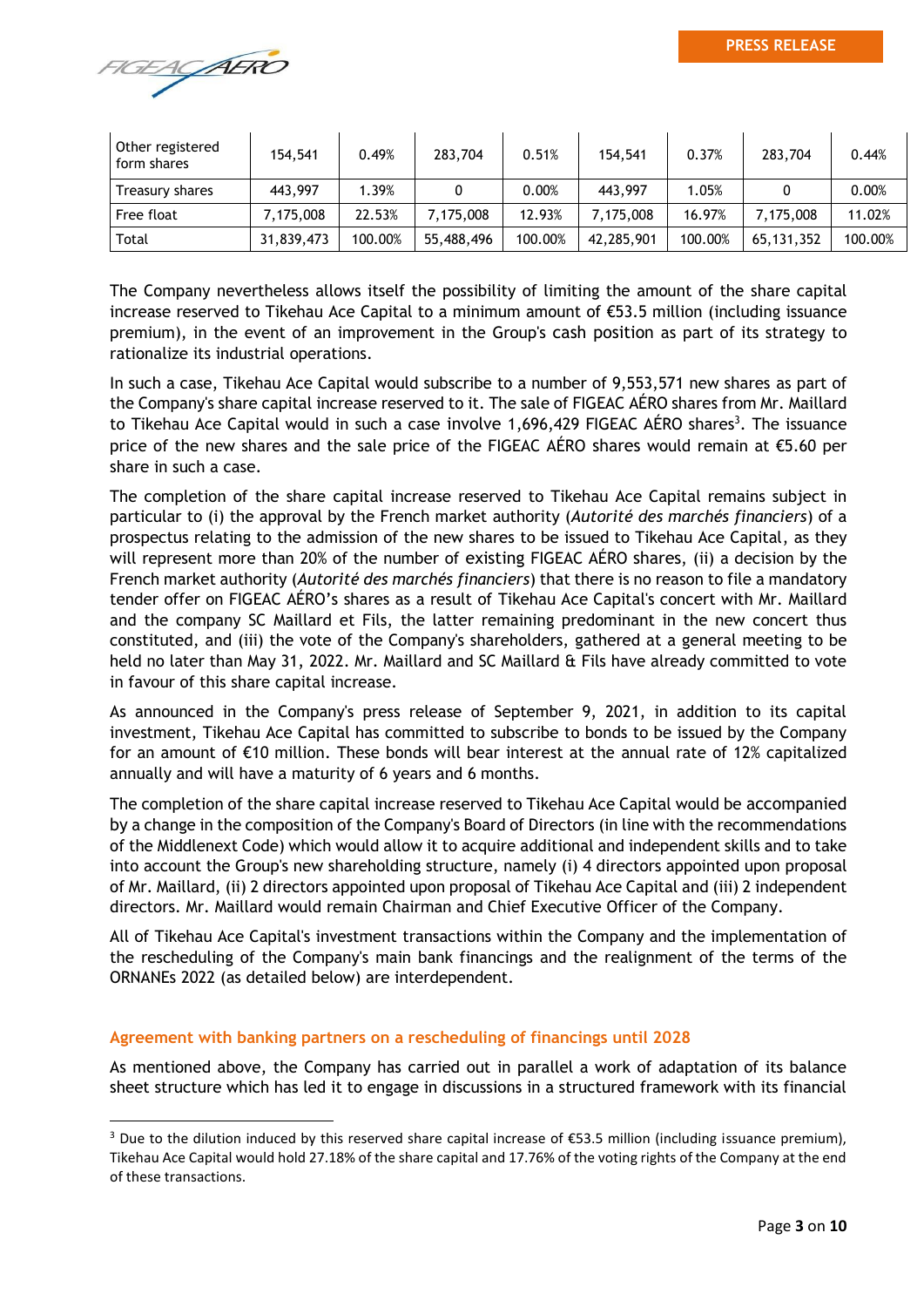| Other registered form shares | 154,541 | 0.49% | 283,704 | 0.51% | 154,541 | 0.37% | 283,704 | 0.44% |
|---|---|---|---|---|---|---|---|---|
| Treasury shares | 443,997 | 1.39% | 0 | 0.00% | 443,997 | 1.05% | 0 | 0.00% |
| Free float | 7,175,008 | 22.53% | 7,175,008 | 12.93% | 7,175,008 | 16.97% | 7,175,008 | 11.02% |
| Total | 31,839,473 | 100.00% | 55,488,496 | 100.00% | 42,285,901 | 100.00% | 65,131,352 | 100.00% |

The Company nevertheless allows itself the possibility of limiting the amount of the share capital increase reserved to Tikehau Ace Capital to a minimum amount of €53.5 million (including issuance premium), in the event of an improvement in the Group's cash position as part of its strategy to rationalize its industrial operations.

In such a case, Tikehau Ace Capital would subscribe to a number of 9,553,571 new shares as part of the Company's share capital increase reserved to it. The sale of FIGEAC AÉRO shares from Mr. Maillard to Tikehau Ace Capital would in such a case involve 1,696,429 FIGEAC AÉRO shares[3]. The issuance price of the new shares and the sale price of the FIGEAC AÉRO shares would remain at €5.60 per share in such a case.

The completion of the share capital increase reserved to Tikehau Ace Capital remains subject in particular to (i) the approval by the French market authority (*Autorité des marchés financiers*) of a prospectus relating to the admission of the new shares to be issued to Tikehau Ace Capital, as they will represent more than 20% of the number of existing FIGEAC AÉRO shares, (ii) a decision by the French market authority (*Autorité des marchés financiers*) that there is no reason to file a mandatory tender offer on FIGEAC AÉRO's shares as a result of Tikehau Ace Capital's concert with Mr. Maillard and the company SC Maillard et Fils, the latter remaining predominant in the new concert thus constituted, and (iii) the vote of the Company's shareholders, gathered at a general meeting to be held no later than May 31, 2022. Mr. Maillard and SC Maillard & Fils have already committed to vote in favour of this share capital increase.

As announced in the Company's press release of September 9, 2021, in addition to its capital investment, Tikehau Ace Capital has committed to subscribe to bonds to be issued by the Company for an amount of €10 million. These bonds will bear interest at the annual rate of 12% capitalized annually and will have a maturity of 6 years and 6 months.

The completion of the share capital increase reserved to Tikehau Ace Capital would be accompanied by a change in the composition of the Company's Board of Directors (in line with the recommendations of the Middlenext Code) which would allow it to acquire additional and independent skills and to take into account the Group's new shareholding structure, namely (i) 4 directors appointed upon proposal of Mr. Maillard, (ii) 2 directors appointed upon proposal of Tikehau Ace Capital and (iii) 2 independent directors. Mr. Maillard would remain Chairman and Chief Executive Officer of the Company.

All of Tikehau Ace Capital's investment transactions within the Company and the implementation of the rescheduling of the Company's main bank financings and the realignment of the terms of the ORNANEs 2022 (as detailed below) are interdependent.

## Agreement with banking partners on a rescheduling of financings until 2028

As mentioned above, the Company has carried out in parallel a work of adaptation of its balance sheet structure which has led it to engage in discussions in a structured framework with its financial

[3] Due to the dilution induced by this reserved share capital increase of €53.5 million (including issuance premium), Tikehau Ace Capital would hold 27.18% of the share capital and 17.76% of the voting rights of the Company at the end of these transactions.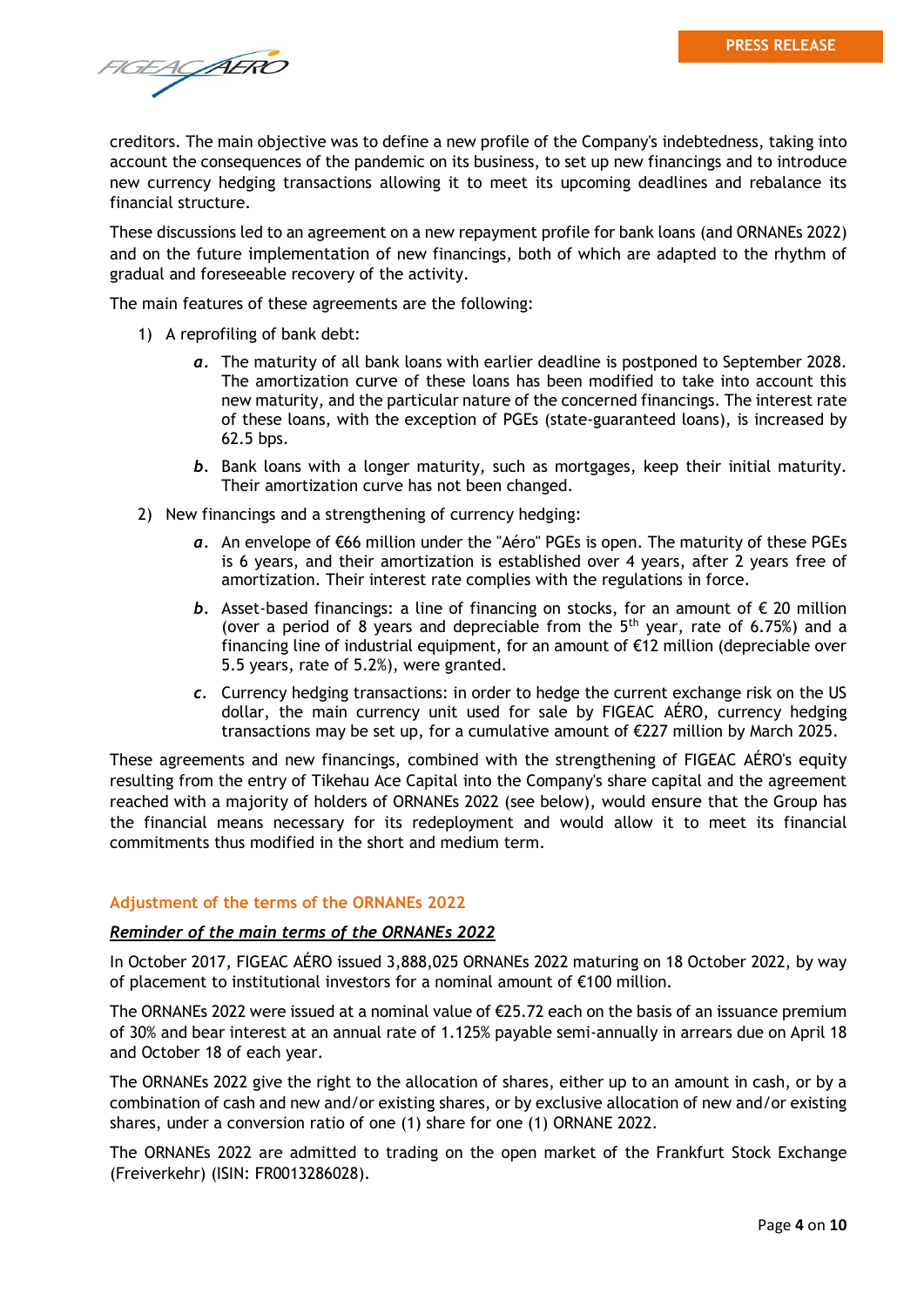creditors. The main objective was to define a new profile of the Company's indebtedness, taking into account the consequences of the pandemic on its business, to set up new financings and to introduce new currency hedging transactions allowing it to meet its upcoming deadlines and rebalance its financial structure.

These discussions led to an agreement on a new repayment profile for bank loans (and ORNANEs 2022) and on the future implementation of new financings, both of which are adapted to the rhythm of gradual and foreseeable recovery of the activity.

The main features of these agreements are the following:

1) A reprofiling of bank debt:

   ***a***. The maturity of all bank loans with earlier deadline is postponed to September 2028. The amortization curve of these loans has been modified to take into account this new maturity, and the particular nature of the concerned financings. The interest rate of these loans, with the exception of PGEs (state-guaranteed loans), is increased by 62.5 bps.

   ***b***. Bank loans with a longer maturity, such as mortgages, keep their initial maturity. Their amortization curve has not been changed.

2) New financings and a strengthening of currency hedging:

   ***a***. An envelope of €66 million under the "Aéro" PGEs is open. The maturity of these PGEs is 6 years, and their amortization is established over 4 years, after 2 years free of amortization. Their interest rate complies with the regulations in force.

   ***b***. Asset-based financings: a line of financing on stocks, for an amount of € 20 million (over a period of 8 years and depreciable from the 5th year, rate of 6.75%) and a financing line of industrial equipment, for an amount of €12 million (depreciable over 5.5 years, rate of 5.2%), were granted.

   ***c***. Currency hedging transactions: in order to hedge the current exchange risk on the US dollar, the main currency unit used for sale by FIGEAC AÉRO, currency hedging transactions may be set up, for a cumulative amount of €227 million by March 2025.

These agreements and new financings, combined with the strengthening of FIGEAC AÉRO's equity resulting from the entry of Tikehau Ace Capital into the Company's share capital and the agreement reached with a majority of holders of ORNANEs 2022 (see below), would ensure that the Group has the financial means necessary for its redeployment and would allow it to meet its financial commitments thus modified in the short and medium term.

## Adjustment of the terms of the ORNANEs 2022

***Reminder of the main terms of the ORNANEs 2022***

In October 2017, FIGEAC AÉRO issued 3,888,025 ORNANEs 2022 maturing on 18 October 2022, by way of placement to institutional investors for a nominal amount of €100 million.

The ORNANEs 2022 were issued at a nominal value of €25.72 each on the basis of an issuance premium of 30% and bear interest at an annual rate of 1.125% payable semi-annually in arrears due on April 18 and October 18 of each year.

The ORNANEs 2022 give the right to the allocation of shares, either up to an amount in cash, or by a combination of cash and new and/or existing shares, or by exclusive allocation of new and/or existing shares, under a conversion ratio of one (1) share for one (1) ORNANE 2022.

The ORNANEs 2022 are admitted to trading on the open market of the Frankfurt Stock Exchange (Freiverkehr) (ISIN: FR0013286028).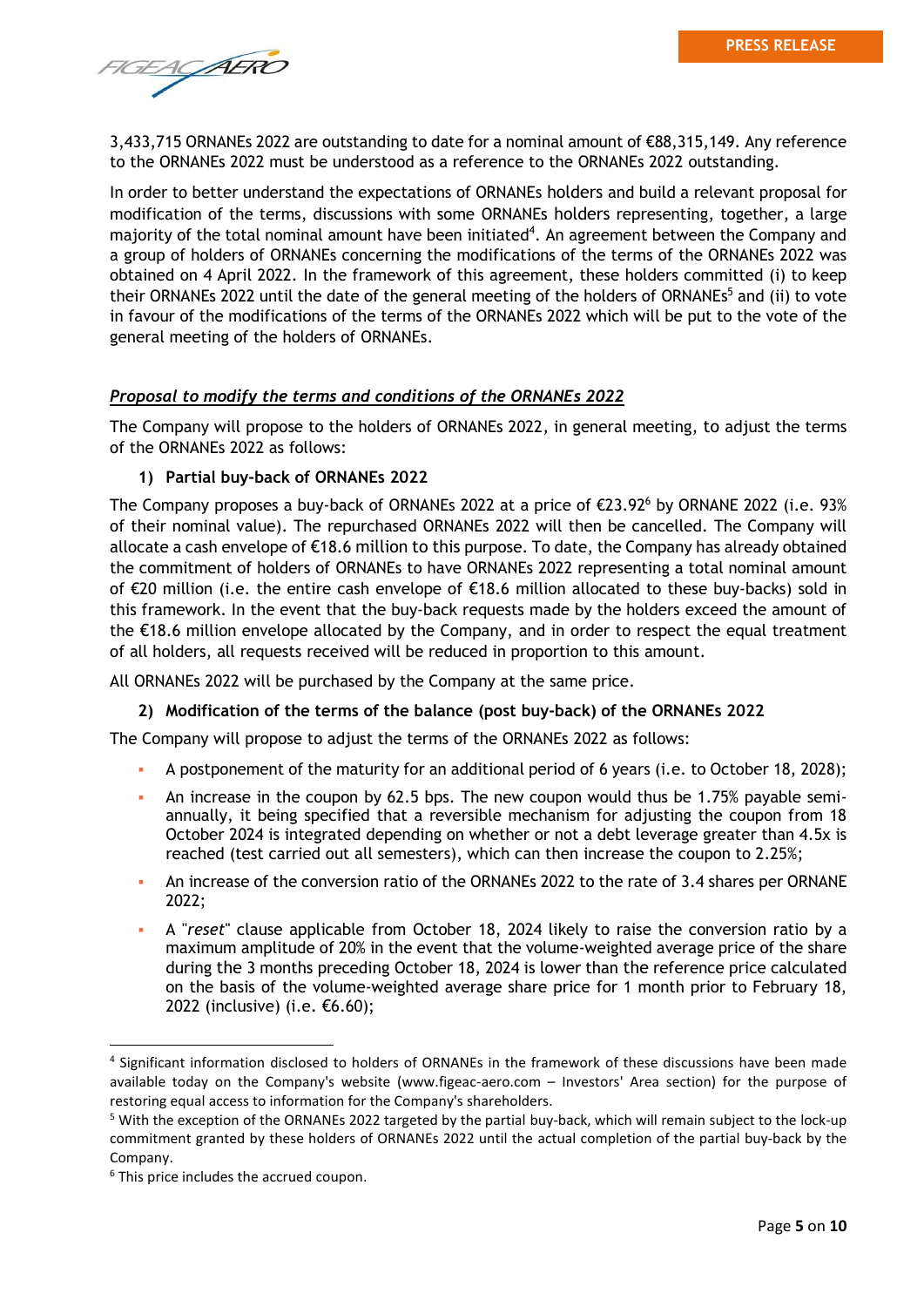3,433,715 ORNANEs 2022 are outstanding to date for a nominal amount of €88,315,149. Any reference to the ORNANEs 2022 must be understood as a reference to the ORNANEs 2022 outstanding.

In order to better understand the expectations of ORNANEs holders and build a relevant proposal for modification of the terms, discussions with some ORNANEs holders representing, together, a large majority of the total nominal amount have been initiated[4]. An agreement between the Company and a group of holders of ORNANEs concerning the modifications of the terms of the ORNANEs 2022 was obtained on 4 April 2022. In the framework of this agreement, these holders committed (i) to keep their ORNANEs 2022 until the date of the general meeting of the holders of ORNANEs[5] and (ii) to vote in favour of the modifications of the terms of the ORNANEs 2022 which will be put to the vote of the general meeting of the holders of ORNANEs.

***Proposal to modify the terms and conditions of the ORNANEs 2022***

The Company will propose to the holders of ORNANEs 2022, in general meeting, to adjust the terms of the ORNANEs 2022 as follows:

**1) Partial buy-back of ORNANEs 2022**

The Company proposes a buy-back of ORNANEs 2022 at a price of €23.92[6] by ORNANE 2022 (i.e. 93% of their nominal value). The repurchased ORNANEs 2022 will then be cancelled. The Company will allocate a cash envelope of €18.6 million to this purpose. To date, the Company has already obtained the commitment of holders of ORNANEs to have ORNANEs 2022 representing a total nominal amount of €20 million (i.e. the entire cash envelope of €18.6 million allocated to these buy-backs) sold in this framework. In the event that the buy-back requests made by the holders exceed the amount of the €18.6 million envelope allocated by the Company, and in order to respect the equal treatment of all holders, all requests received will be reduced in proportion to this amount.

All ORNANEs 2022 will be purchased by the Company at the same price.

**2) Modification of the terms of the balance (post buy-back) of the ORNANEs 2022**

The Company will propose to adjust the terms of the ORNANEs 2022 as follows:

- A postponement of the maturity for an additional period of 6 years (i.e. to October 18, 2028);
- An increase in the coupon by 62.5 bps. The new coupon would thus be 1.75% payable semi-annually, it being specified that a reversible mechanism for adjusting the coupon from 18 October 2024 is integrated depending on whether or not a debt leverage greater than 4.5x is reached (test carried out all semesters), which can then increase the coupon to 2.25%;
- An increase of the conversion ratio of the ORNANEs 2022 to the rate of 3.4 shares per ORNANE 2022;
- A "*reset*" clause applicable from October 18, 2024 likely to raise the conversion ratio by a maximum amplitude of 20% in the event that the volume-weighted average price of the share during the 3 months preceding October 18, 2024 is lower than the reference price calculated on the basis of the volume-weighted average share price for 1 month prior to February 18, 2022 (inclusive) (i.e. €6.60);

---

[4] Significant information disclosed to holders of ORNANEs in the framework of these discussions have been made available today on the Company's website (www.figeac-aero.com – Investors' Area section) for the purpose of restoring equal access to information for the Company's shareholders.

[5] With the exception of the ORNANEs 2022 targeted by the partial buy-back, which will remain subject to the lock-up commitment granted by these holders of ORNANEs 2022 until the actual completion of the partial buy-back by the Company.

[6] This price includes the accrued coupon.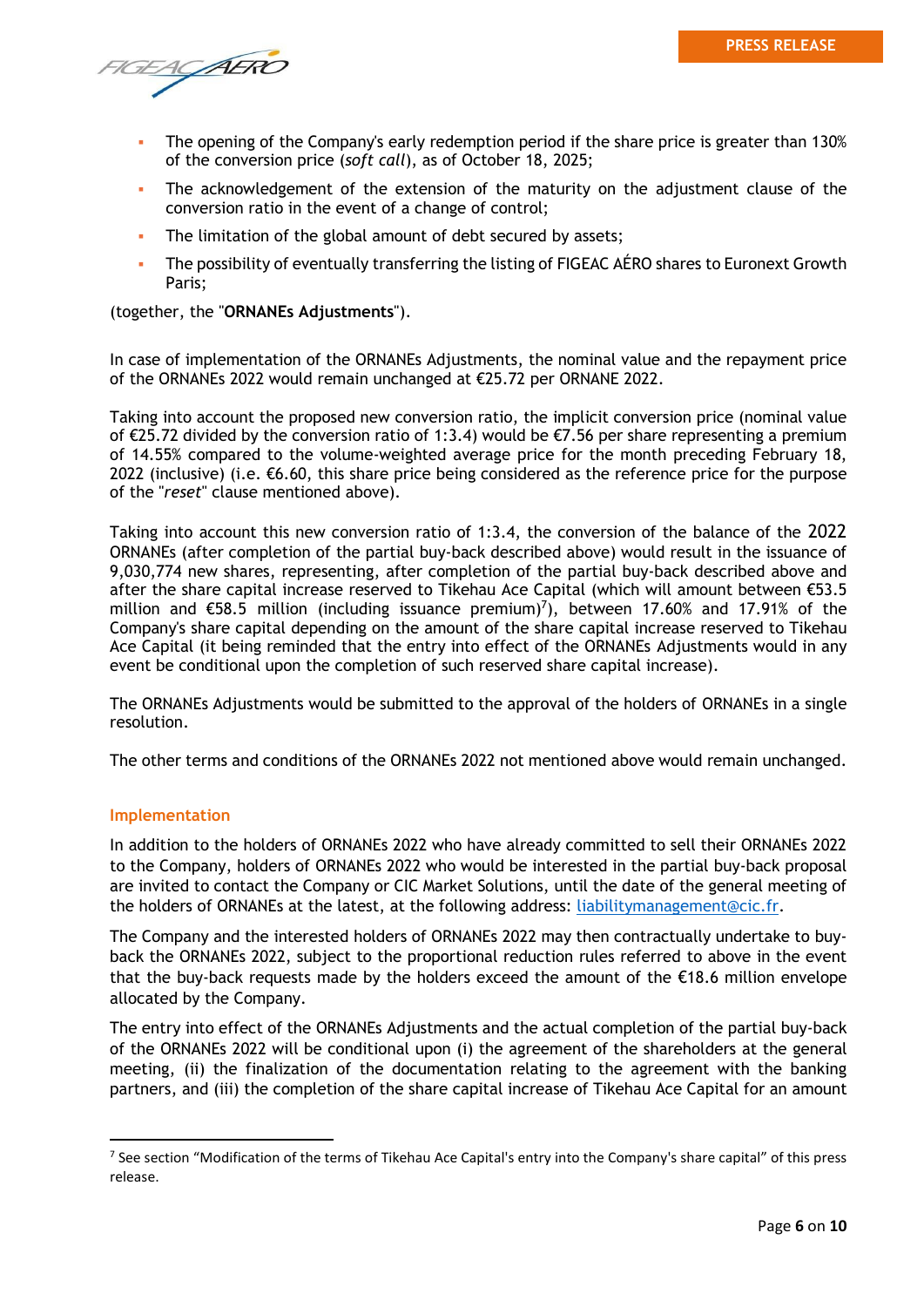- The opening of the Company's early redemption period if the share price is greater than 130% of the conversion price (*soft call*), as of October 18, 2025;
- The acknowledgement of the extension of the maturity on the adjustment clause of the conversion ratio in the event of a change of control;
- The limitation of the global amount of debt secured by assets;
- The possibility of eventually transferring the listing of FIGEAC AÉRO shares to Euronext Growth Paris;

(together, the "**ORNANEs Adjustments**").

In case of implementation of the ORNANEs Adjustments, the nominal value and the repayment price of the ORNANEs 2022 would remain unchanged at €25.72 per ORNANE 2022.

Taking into account the proposed new conversion ratio, the implicit conversion price (nominal value of €25.72 divided by the conversion ratio of 1:3.4) would be €7.56 per share representing a premium of 14.55% compared to the volume-weighted average price for the month preceding February 18, 2022 (inclusive) (i.e. €6.60, this share price being considered as the reference price for the purpose of the "*reset*" clause mentioned above).

Taking into account this new conversion ratio of 1:3.4, the conversion of the balance of the 2022 ORNANEs (after completion of the partial buy-back described above) would result in the issuance of 9,030,774 new shares, representing, after completion of the partial buy-back described above and after the share capital increase reserved to Tikehau Ace Capital (which will amount between €53.5 million and €58.5 million (including issuance premium)[7]), between 17.60% and 17.91% of the Company's share capital depending on the amount of the share capital increase reserved to Tikehau Ace Capital (it being reminded that the entry into effect of the ORNANEs Adjustments would in any event be conditional upon the completion of such reserved share capital increase).

The ORNANEs Adjustments would be submitted to the approval of the holders of ORNANEs in a single resolution.

The other terms and conditions of the ORNANEs 2022 not mentioned above would remain unchanged.

## Implementation

In addition to the holders of ORNANEs 2022 who have already committed to sell their ORNANEs 2022 to the Company, holders of ORNANEs 2022 who would be interested in the partial buy-back proposal are invited to contact the Company or CIC Market Solutions, until the date of the general meeting of the holders of ORNANEs at the latest, at the following address: liabilitymanagement@cic.fr.

The Company and the interested holders of ORNANEs 2022 may then contractually undertake to buy-back the ORNANEs 2022, subject to the proportional reduction rules referred to above in the event that the buy-back requests made by the holders exceed the amount of the €18.6 million envelope allocated by the Company.

The entry into effect of the ORNANEs Adjustments and the actual completion of the partial buy-back of the ORNANEs 2022 will be conditional upon (i) the agreement of the shareholders at the general meeting, (ii) the finalization of the documentation relating to the agreement with the banking partners, and (iii) the completion of the share capital increase of Tikehau Ace Capital for an amount

---

[7] See section "Modification of the terms of Tikehau Ace Capital's entry into the Company's share capital" of this press release.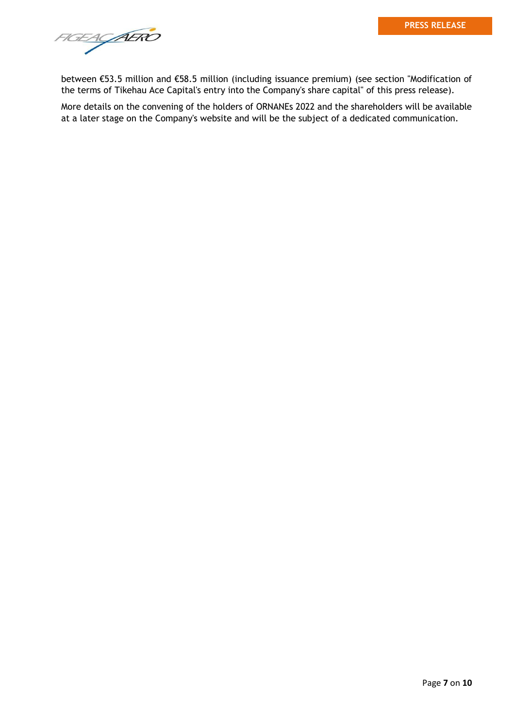between €53.5 million and €58.5 million (including issuance premium) (see section "Modification of the terms of Tikehau Ace Capital's entry into the Company's share capital" of this press release).

More details on the convening of the holders of ORNANEs 2022 and the shareholders will be available at a later stage on the Company's website and will be the subject of a dedicated communication.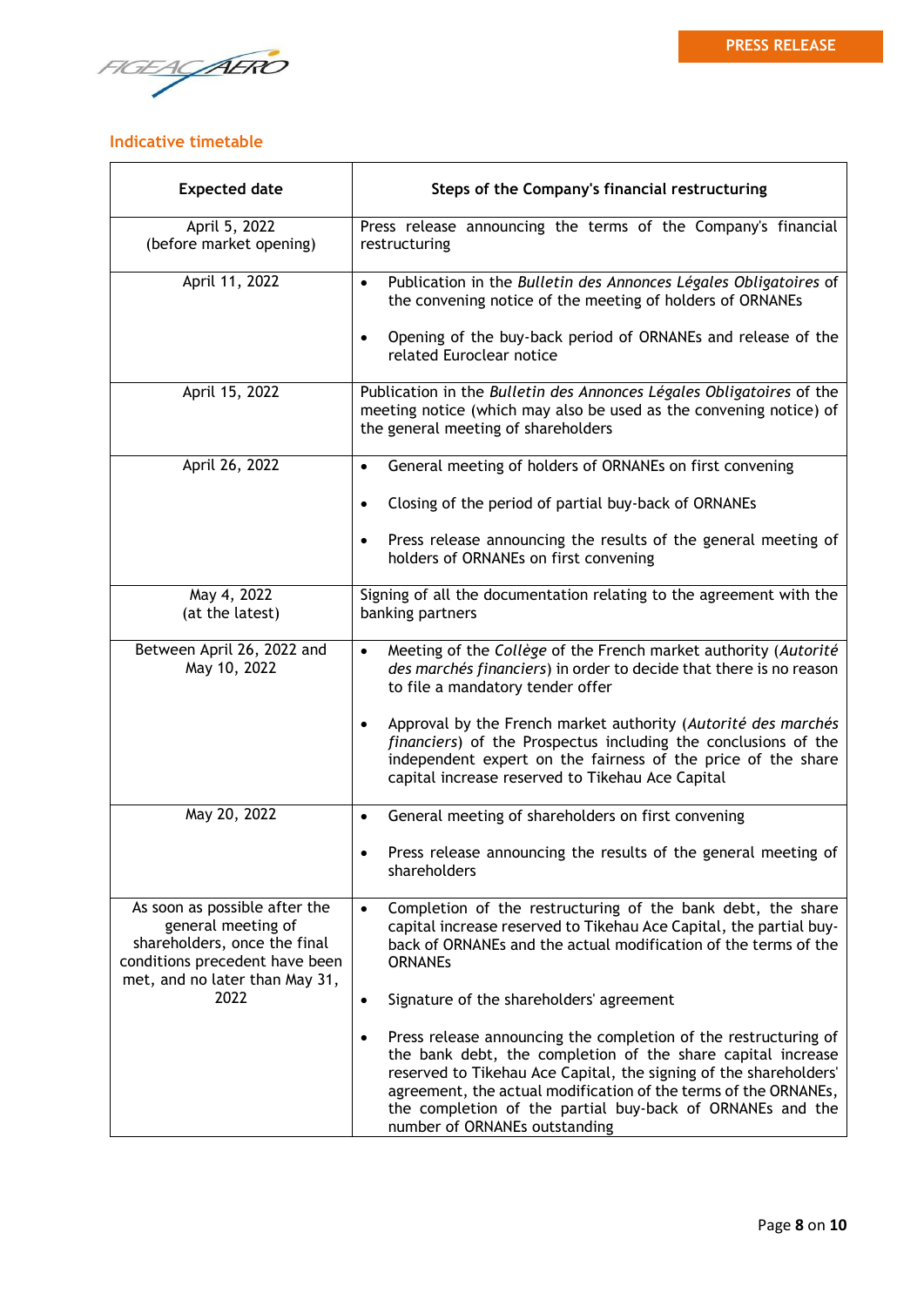## Indicative timetable

| Expected date | Steps of the Company's financial restructuring |
|---|---|
| April 5, 2022<br>(before market opening) | Press release announcing the terms of the Company's financial restructuring |
| April 11, 2022 | • Publication in the *Bulletin des Annonces Légales Obligatoires* of the convening notice of the meeting of holders of ORNANEs<br>• Opening of the buy-back period of ORNANEs and release of the related Euroclear notice |
| April 15, 2022 | Publication in the *Bulletin des Annonces Légales Obligatoires* of the meeting notice (which may also be used as the convening notice) of the general meeting of shareholders |
| April 26, 2022 | • General meeting of holders of ORNANEs on first convening<br>• Closing of the period of partial buy-back of ORNANEs<br>• Press release announcing the results of the general meeting of holders of ORNANEs on first convening |
| May 4, 2022<br>(at the latest) | Signing of all the documentation relating to the agreement with the banking partners |
| Between April 26, 2022 and May 10, 2022 | • Meeting of the *Collège* of the French market authority (*Autorité des marchés financiers*) in order to decide that there is no reason to file a mandatory tender offer<br>• Approval by the French market authority (*Autorité des marchés financiers*) of the Prospectus including the conclusions of the independent expert on the fairness of the price of the share capital increase reserved to Tikehau Ace Capital |
| May 20, 2022 | • General meeting of shareholders on first convening<br>• Press release announcing the results of the general meeting of shareholders |
| As soon as possible after the general meeting of shareholders, once the final conditions precedent have been met, and no later than May 31, 2022 | • Completion of the restructuring of the bank debt, the share capital increase reserved to Tikehau Ace Capital, the partial buy-back of ORNANEs and the actual modification of the terms of the ORNANEs<br>• Signature of the shareholders' agreement<br>• Press release announcing the completion of the restructuring of the bank debt, the completion of the share capital increase reserved to Tikehau Ace Capital, the signing of the shareholders' agreement, the actual modification of the terms of the ORNANEs, the completion of the partial buy-back of ORNANEs and the number of ORNANEs outstanding |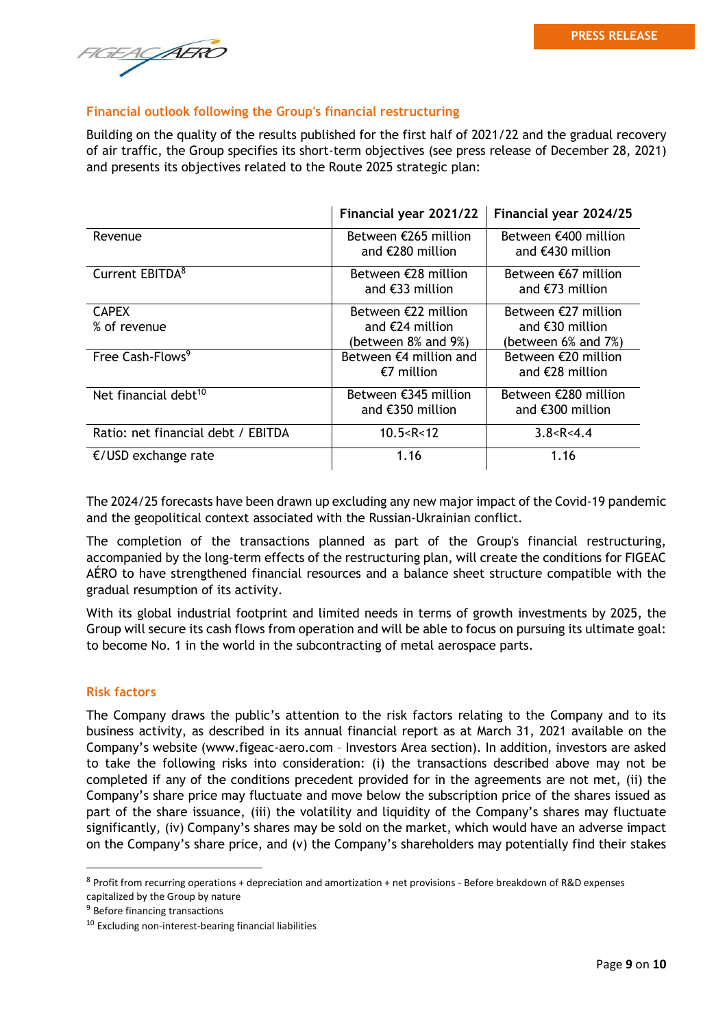## Financial outlook following the Group's financial restructuring

Building on the quality of the results published for the first half of 2021/22 and the gradual recovery of air traffic, the Group specifies its short-term objectives (see press release of December 28, 2021) and presents its objectives related to the Route 2025 strategic plan:

| | Financial year 2021/22 | Financial year 2024/25 |
|---|---|---|
| Revenue | Between €265 million and €280 million | Between €400 million and €430 million |
| Current EBITDA[8] | Between €28 million and €33 million | Between €67 million and €73 million |
| CAPEX<br>% of revenue | Between €22 million and €24 million (between 8% and 9%) | Between €27 million and €30 million (between 6% and 7%) |
| Free Cash-Flows[9] | Between €4 million and €7 million | Between €20 million and €28 million |
| Net financial debt[10] | Between €345 million and €350 million | Between €280 million and €300 million |
| Ratio: net financial debt / EBITDA | 10.5<R<12 | 3.8<R<4.4 |
| €/USD exchange rate | 1.16 | 1.16 |

The 2024/25 forecasts have been drawn up excluding any new major impact of the Covid-19 pandemic and the geopolitical context associated with the Russian-Ukrainian conflict.

The completion of the transactions planned as part of the Group's financial restructuring, accompanied by the long-term effects of the restructuring plan, will create the conditions for FIGEAC AÉRO to have strengthened financial resources and a balance sheet structure compatible with the gradual resumption of its activity.

With its global industrial footprint and limited needs in terms of growth investments by 2025, the Group will secure its cash flows from operation and will be able to focus on pursuing its ultimate goal: to become No. 1 in the world in the subcontracting of metal aerospace parts.

## Risk factors

The Company draws the public's attention to the risk factors relating to the Company and to its business activity, as described in its annual financial report as at March 31, 2021 available on the Company's website (www.figeac-aero.com – Investors Area section). In addition, investors are asked to take the following risks into consideration: (i) the transactions described above may not be completed if any of the conditions precedent provided for in the agreements are not met, (ii) the Company's share price may fluctuate and move below the subscription price of the shares issued as part of the share issuance, (iii) the volatility and liquidity of the Company's shares may fluctuate significantly, (iv) Company's shares may be sold on the market, which would have an adverse impact on the Company's share price, and (v) the Company's shareholders may potentially find their stakes

---

[8] Profit from recurring operations + depreciation and amortization + net provisions - Before breakdown of R&D expenses capitalized by the Group by nature

[9] Before financing transactions

[10] Excluding non-interest-bearing financial liabilities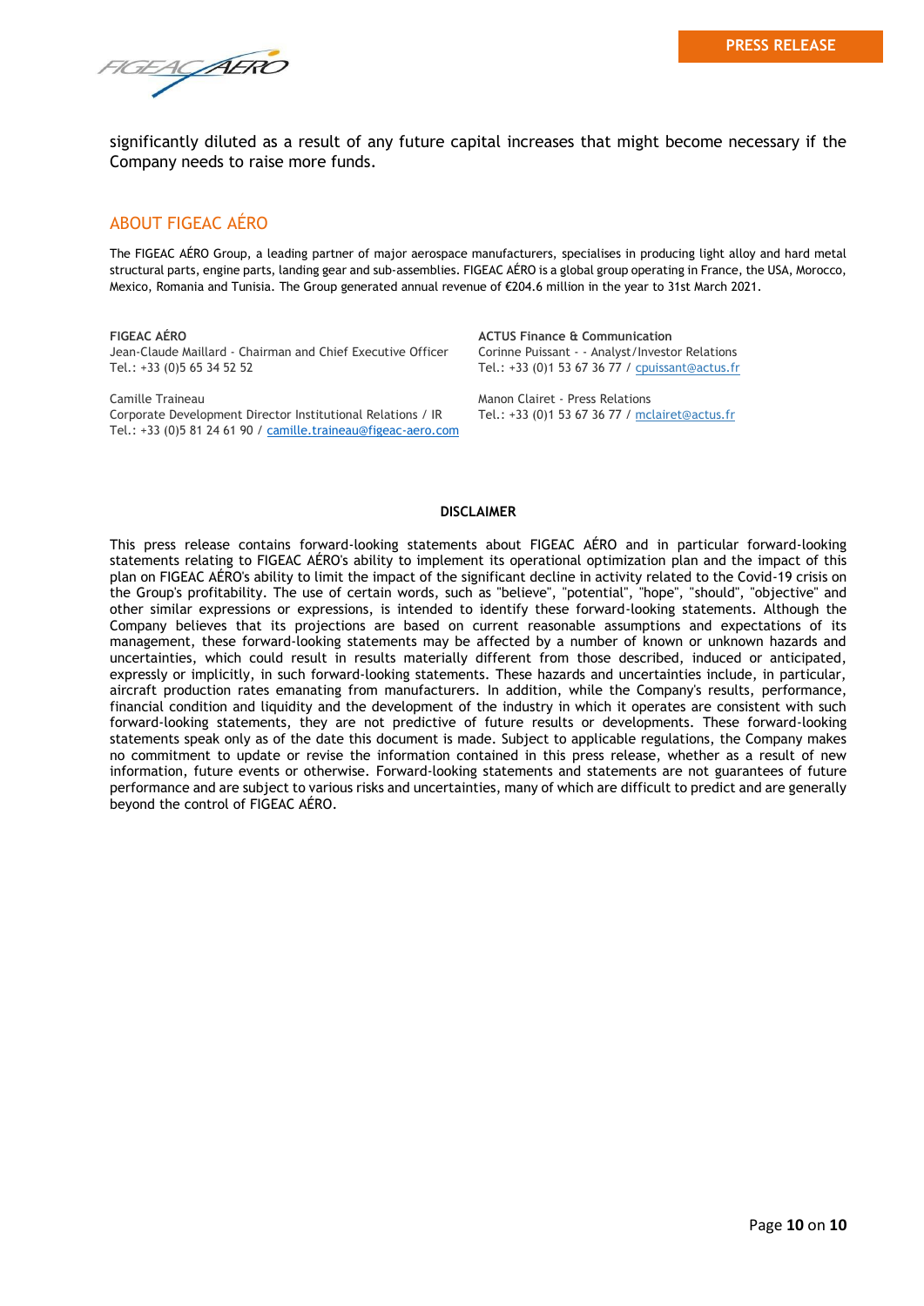significantly diluted as a result of any future capital increases that might become necessary if the Company needs to raise more funds.

## ABOUT FIGEAC AÉRO

The FIGEAC AÉRO Group, a leading partner of major aerospace manufacturers, specialises in producing light alloy and hard metal structural parts, engine parts, landing gear and sub-assemblies. FIGEAC AÉRO is a global group operating in France, the USA, Morocco, Mexico, Romania and Tunisia. The Group generated annual revenue of €204.6 million in the year to 31st March 2021.

**FIGEAC AÉRO**
Jean-Claude Maillard - Chairman and Chief Executive Officer
Tel.: +33 (0)5 65 34 52 52

Camille Traineau
Corporate Development Director Institutional Relations / IR
Tel.: +33 (0)5 81 24 61 90 / camille.traineau@figeac-aero.com

**ACTUS Finance & Communication**
Corinne Puissant - - Analyst/Investor Relations
Tel.: +33 (0)1 53 67 36 77 / cpuissant@actus.fr

Manon Clairet - Press Relations
Tel.: +33 (0)1 53 67 36 77 / mclairet@actus.fr

**DISCLAIMER**

This press release contains forward-looking statements about FIGEAC AÉRO and in particular forward-looking statements relating to FIGEAC AÉRO's ability to implement its operational optimization plan and the impact of this plan on FIGEAC AÉRO's ability to limit the impact of the significant decline in activity related to the Covid-19 crisis on the Group's profitability. The use of certain words, such as "believe", "potential", "hope", "should", "objective" and other similar expressions or expressions, is intended to identify these forward-looking statements. Although the Company believes that its projections are based on current reasonable assumptions and expectations of its management, these forward-looking statements may be affected by a number of known or unknown hazards and uncertainties, which could result in results materially different from those described, induced or anticipated, expressly or implicitly, in such forward-looking statements. These hazards and uncertainties include, in particular, aircraft production rates emanating from manufacturers. In addition, while the Company's results, performance, financial condition and liquidity and the development of the industry in which it operates are consistent with such forward-looking statements, they are not predictive of future results or developments. These forward-looking statements speak only as of the date this document is made. Subject to applicable regulations, the Company makes no commitment to update or revise the information contained in this press release, whether as a result of new information, future events or otherwise. Forward-looking statements and statements are not guarantees of future performance and are subject to various risks and uncertainties, many of which are difficult to predict and are generally beyond the control of FIGEAC AÉRO.